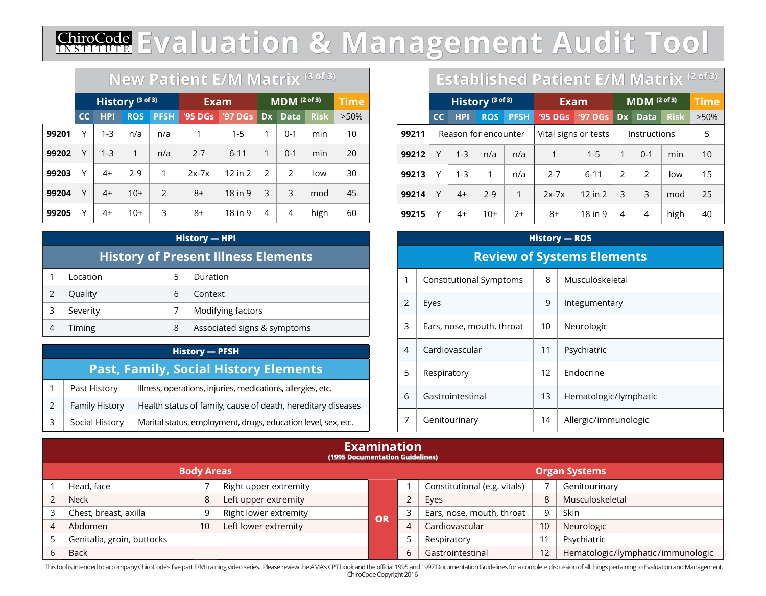# ChiroCode Institute Evaluation & Management Audit Tool

## New Patient E/M Matrix (3 of 3)

| | History (3 of 3) | | | | Exam | | MDM (2 of 3) | | | Time |
|---|---|---|---|---|---|---|---|---|---|---|
| | CC | HPI | ROS | PFSH | '95 DGs | '97 DGs | Dx | Data | Risk | >50% |
| 99201 | Y | 1-3 | n/a | n/a | 1 | 1-5 | 1 | 0-1 | min | 10 |
| 99202 | Y | 1-3 | 1 | n/a | 2-7 | 6-11 | 1 | 0-1 | min | 20 |
| 99203 | Y | 4+ | 2-9 | 1 | 2x-7x | 12 in 2 | 2 | 2 | low | 30 |
| 99204 | Y | 4+ | 10+ | 2 | 8+ | 18 in 9 | 3 | 3 | mod | 45 |
| 99205 | Y | 4+ | 10+ | 3 | 8+ | 18 in 9 | 4 | 4 | high | 60 |

## Established Patient E/M Matrix (2 of 3)

| | History (3 of 3) | | | | Exam | | MDM (2 of 3) | | | Time |
|---|---|---|---|---|---|---|---|---|---|---|
| | CC | HPI | ROS | PFSH | '95 DGs | '97 DGs | Dx | Data | Risk | >50% |
| 99211 | Reason for encounter | | | | Vital signs or tests | | Instructions | | | 5 |
| 99212 | Y | 1-3 | n/a | n/a | 1 | 1-5 | 1 | 0-1 | min | 10 |
| 99213 | Y | 1-3 | 1 | n/a | 2-7 | 6-11 | 2 | 2 | low | 15 |
| 99214 | Y | 4+ | 2-9 | 1 | 2x-7x | 12 in 2 | 3 | 3 | mod | 25 |
| 99215 | Y | 4+ | 10+ | 2+ | 8+ | 18 in 9 | 4 | 4 | high | 40 |

## History — HPI

### History of Present Illness Elements

| | | | |
|---|---|---|---|
| 1 | Location | 5 | Duration |
| 2 | Quality | 6 | Context |
| 3 | Severity | 7 | Modifying factors |
| 4 | Timing | 8 | Associated signs & symptoms |

## History — PFSH

### Past, Family, Social History Elements

| | | |
|---|---|---|
| 1 | Past History | Illness, operations, injuries, medications, allergies, etc. |
| 2 | Family History | Health status of family, cause of death, hereditary diseases |
| 3 | Social History | Marital status, employment, drugs, education level, sex, etc. |

## History — ROS

### Review of Systems Elements

| | | | |
|---|---|---|---|
| 1 | Constitutional Symptoms | 8 | Musculoskeletal |
| 2 | Eyes | 9 | Integumentary |
| 3 | Ears, nose, mouth, throat | 10 | Neurologic |
| 4 | Cardiovascular | 11 | Psychiatric |
| 5 | Respiratory | 12 | Endocrine |
| 6 | Gastrointestinal | 13 | Hematologic/lymphatic |
| 7 | Genitourinary | 14 | Allergic/immunologic |

## Examination

(1995 Documentation Guidelines)

### Body Areas

| | | | |
|---|---|---|---|
| 1 | Head, face | 7 | Right upper extremity |
| 2 | Neck | 8 | Left upper extremity |
| 3 | Chest, breast, axilla | 9 | Right lower extremity |
| 4 | Abdomen | 10 | Left lower extremity |
| 5 | Genitalia, groin, buttocks | | |
| 6 | Back | | |

**OR**

### Organ Systems

| | | | |
|---|---|---|---|
| 1 | Constitutional (e.g. vitals) | 7 | Genitourinary |
| 2 | Eyes | 8 | Musculoskeletal |
| 3 | Ears, nose, mouth, throat | 9 | Skin |
| 4 | Cardiovascular | 10 | Neurologic |
| 5 | Respiratory | 11 | Psychiatric |
| 6 | Gastrointestinal | 12 | Hematologic/lymphatic/immunologic |

This tool is intended to accompany ChiroCode's five part E/M training video series. Please review the AMA's CPT book and the official 1995 and 1997 Documentation Guidelines for a complete discussion of all things pertaining to Evaluation and Management.
ChiroCode Copyright 2016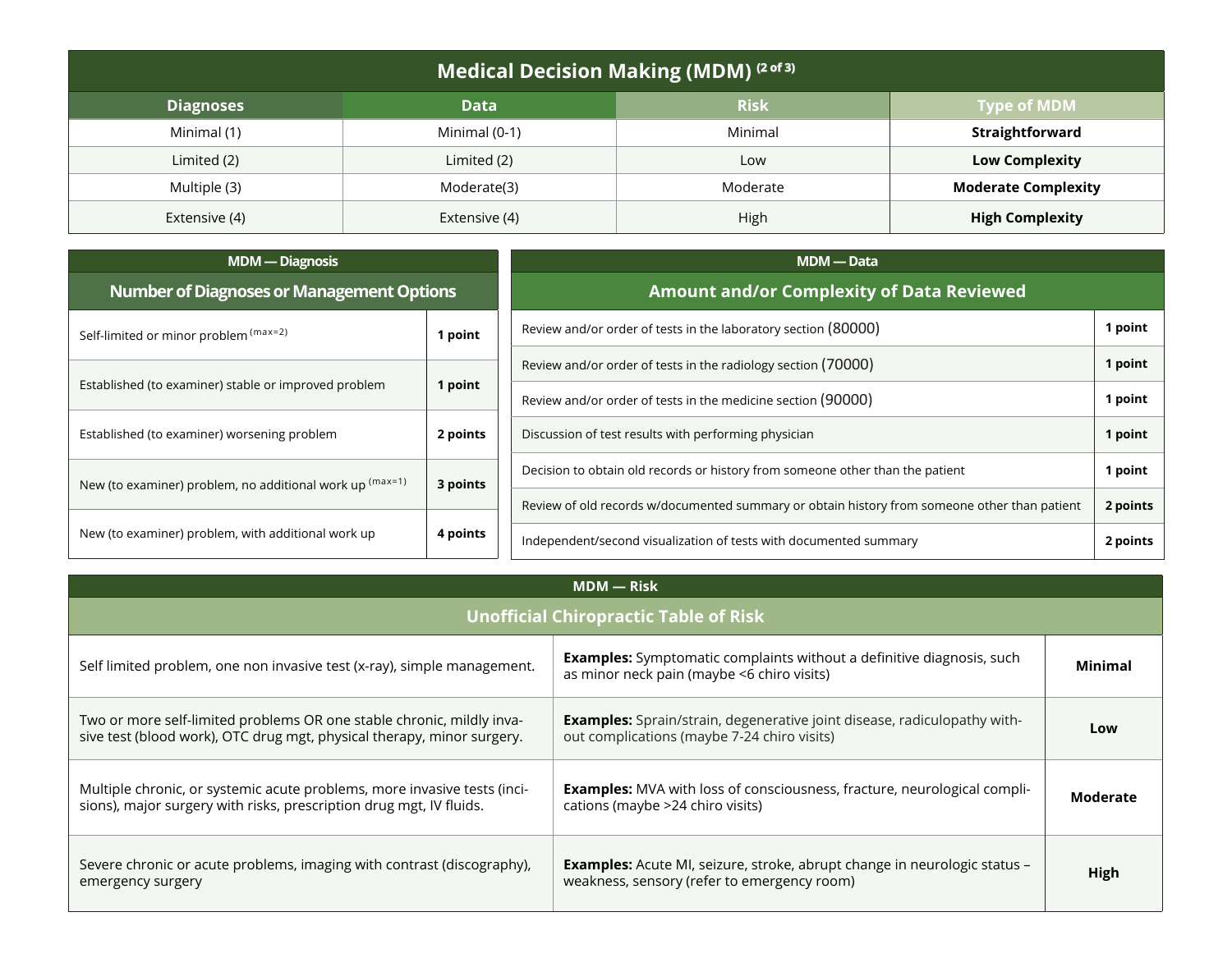# Medical Decision Making (MDM) (2 of 3)

| Diagnoses | Data | Risk | Type of MDM |
|---|---|---|---|
| Minimal (1) | Minimal (0-1) | Minimal | **Straightforward** |
| Limited (2) | Limited (2) | Low | **Low Complexity** |
| Multiple (3) | Moderate(3) | Moderate | **Moderate Complexity** |
| Extensive (4) | Extensive (4) | High | **High Complexity** |

## MDM — Diagnosis

### Number of Diagnoses or Management Options

| | |
|---|---|
| Self-limited or minor problem (max=2) | **1 point** |
| Established (to examiner) stable or improved problem | **1 point** |
| Established (to examiner) worsening problem | **2 points** |
| New (to examiner) problem, no additional work up (max=1) | **3 points** |
| New (to examiner) problem, with additional work up | **4 points** |

## MDM — Data

### Amount and/or Complexity of Data Reviewed

| | |
|---|---|
| Review and/or order of tests in the laboratory section (80000) | **1 point** |
| Review and/or order of tests in the radiology section (70000) | **1 point** |
| Review and/or order of tests in the medicine section (90000) | **1 point** |
| Discussion of test results with performing physician | **1 point** |
| Decision to obtain old records or history from someone other than the patient | **1 point** |
| Review of old records w/documented summary or obtain history from someone other than patient | **2 points** |
| Independent/second visualization of tests with documented summary | **2 points** |

## MDM — Risk

### Unofficial Chiropractic Table of Risk

| | | |
|---|---|---|
| Self limited problem, one non invasive test (x-ray), simple management. | **Examples:** Symptomatic complaints without a definitive diagnosis, such as minor neck pain (maybe <6 chiro visits) | **Minimal** |
| Two or more self-limited problems OR one stable chronic, mildly invasive test (blood work), OTC drug mgt, physical therapy, minor surgery. | **Examples:** Sprain/strain, degenerative joint disease, radiculopathy without complications (maybe 7-24 chiro visits) | **Low** |
| Multiple chronic, or systemic acute problems, more invasive tests (incisions), major surgery with risks, prescription drug mgt, IV fluids. | **Examples:** MVA with loss of consciousness, fracture, neurological complications (maybe >24 chiro visits) | **Moderate** |
| Severe chronic or acute problems, imaging with contrast (discography), emergency surgery | **Examples:** Acute MI, seizure, stroke, abrupt change in neurologic status – weakness, sensory (refer to emergency room) | **High** |